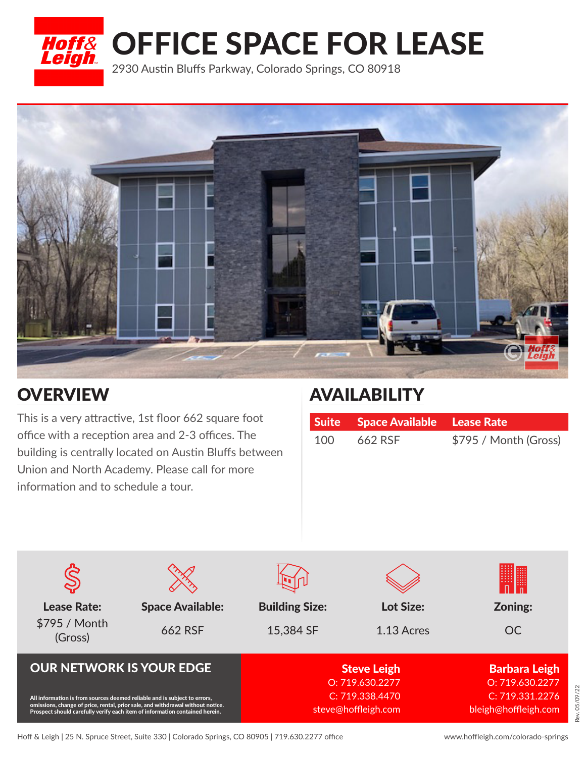# OFFICE SPACE FOR LEASE

2930 Austin Bluffs Parkway, Colorado Springs, CO 80918

## OVERVIEW

This is a very attractive, 1st floor 662 square foot office with a reception area and 2-3 offices. The building is centrally located on Austin Bluffs between Union and North Academy. Please call for more information and to schedule a tour.

## AVAILABILITY

| Suite | Space Available | Lease Rate |
|---|---|---|
| 100 | 662 RSF | $795 / Month (Gross) |

**Lease Rate:** $795 / Month (Gross)

**Space Available:** 662 RSF

**Building Size:** 15,384 SF

**Lot Size:** 1.13 Acres

**Zoning:** OC

## OUR NETWORK IS YOUR EDGE

All information is from sources deemed reliable and is subject to errors, omissions, change of price, rental, prior sale, and withdrawal without notice. Prospect should carefully verify each item of information contained herein.

**Steve Leigh**
O: 719.630.2277
C: 719.338.4470
steve@hoffleigh.com

**Barbara Leigh**
O: 719.630.2277
C: 719.331.2276
bleigh@hoffleigh.com

Rev. 05/09/22

Hoff & Leigh | 25 N. Spruce Street, Suite 330 | Colorado Springs, CO 80905 | 719.630.2277 office

www.hoffleigh.com/colorado-springs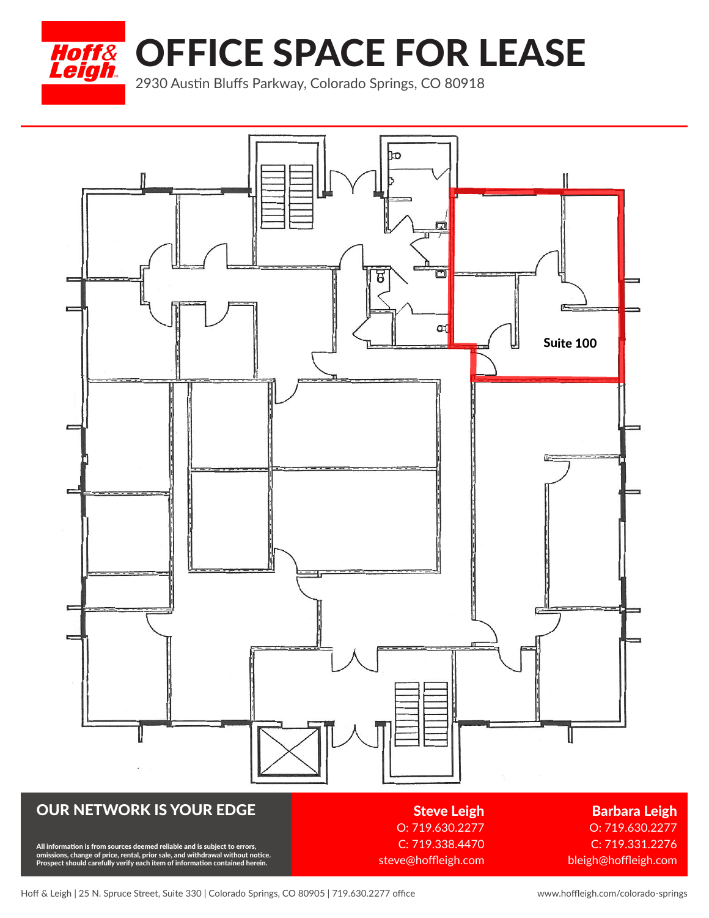# OFFICE SPACE FOR LEASE

2930 Austin Bluffs Parkway, Colorado Springs, CO 80918

Suite 100

## OUR NETWORK IS YOUR EDGE

**All information is from sources deemed reliable and is subject to errors, omissions, change of price, rental, prior sale, and withdrawal without notice. Prospect should carefully verify each item of information contained herein.**

**Steve Leigh**
O: 719.630.2277
C: 719.338.4470
steve@hoffleigh.com

**Barbara Leigh**
O: 719.630.2277
C: 719.331.2276
bleigh@hoffleigh.com

Hoff & Leigh | 25 N. Spruce Street, Suite 330 | Colorado Springs, CO 80905 | 719.630.2277 office

www.hoffleigh.com/colorado-springs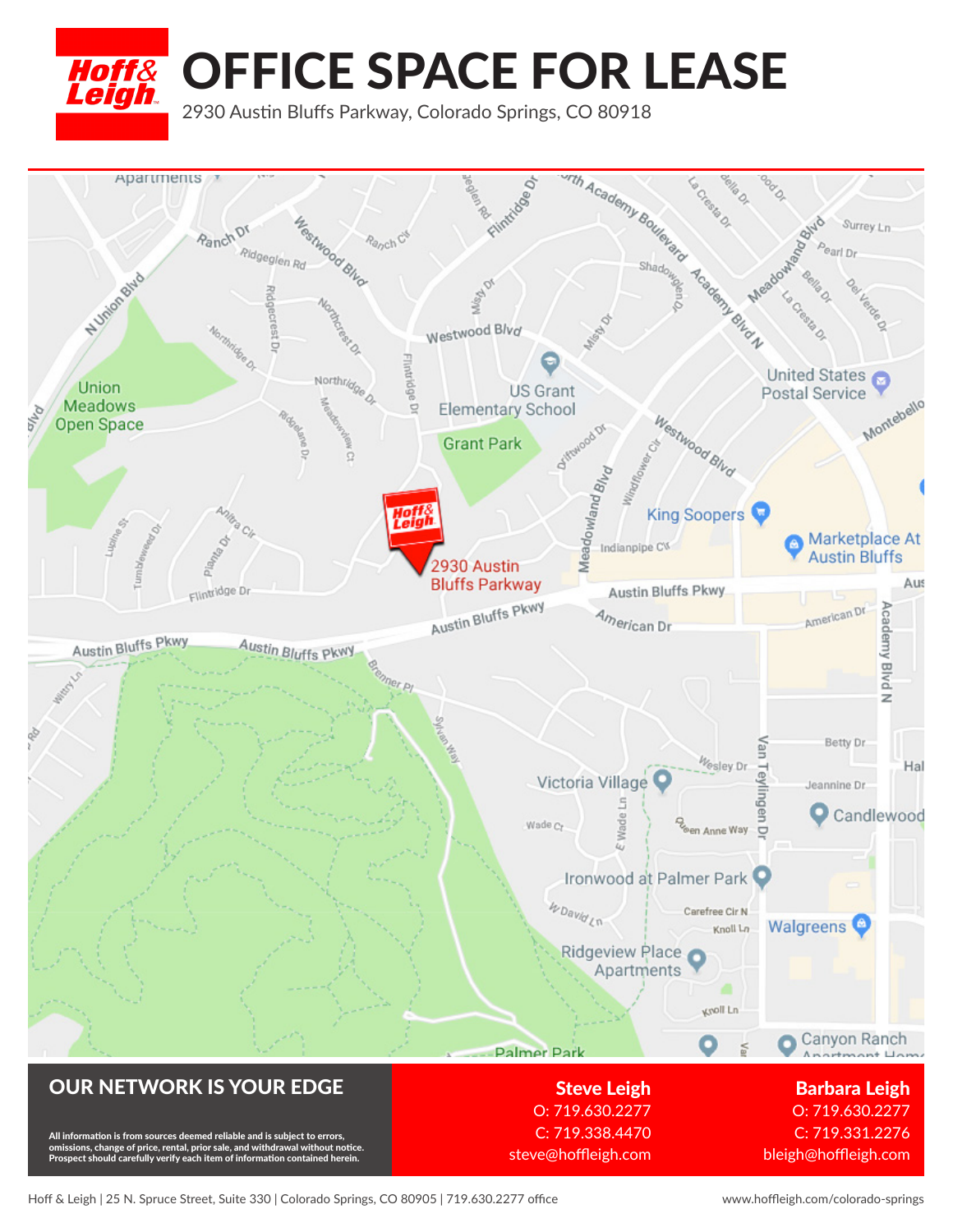# OFFICE SPACE FOR LEASE

2930 Austin Bluffs Parkway, Colorado Springs, CO 80918

2930 Austin Bluffs Parkway

## OUR NETWORK IS YOUR EDGE

**All information is from sources deemed reliable and is subject to errors, omissions, change of price, rental, prior sale, and withdrawal without notice. Prospect should carefully verify each item of information contained herein.**

**Steve Leigh**
O: 719.630.2277
C: 719.338.4470
steve@hoffleigh.com

**Barbara Leigh**
O: 719.630.2277
C: 719.331.2276
bleigh@hoffleigh.com

Hoff & Leigh | 25 N. Spruce Street, Suite 330 | Colorado Springs, CO 80905 | 719.630.2277 office

www.hoffleigh.com/colorado-springs